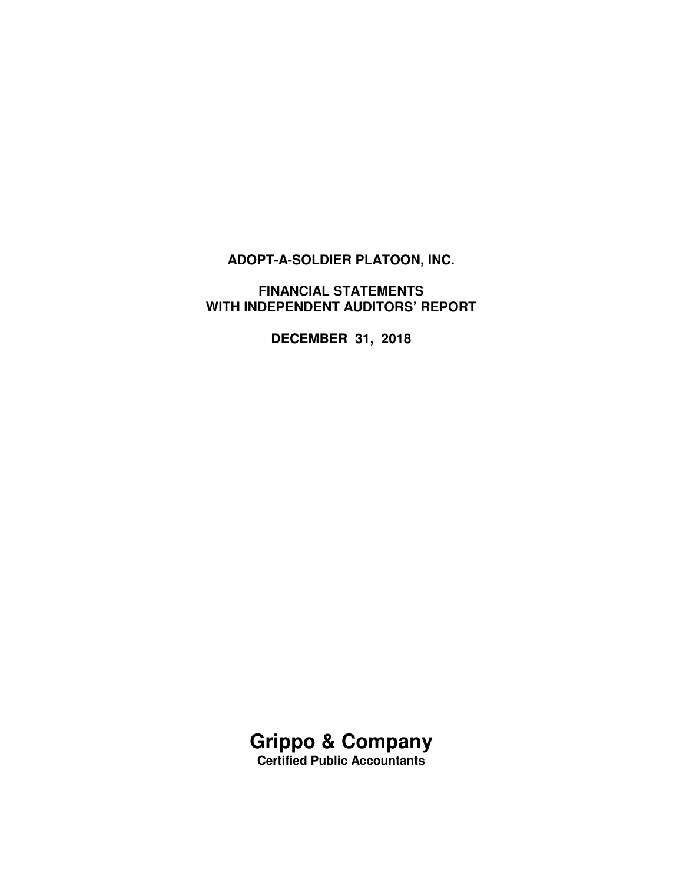# ADOPT-A-SOLDIER PLATOON, INC.

## FINANCIAL STATEMENTS WITH INDEPENDENT AUDITORS' REPORT

**DECEMBER 31, 2018**

# Grippo & Company

**Certified Public Accountants**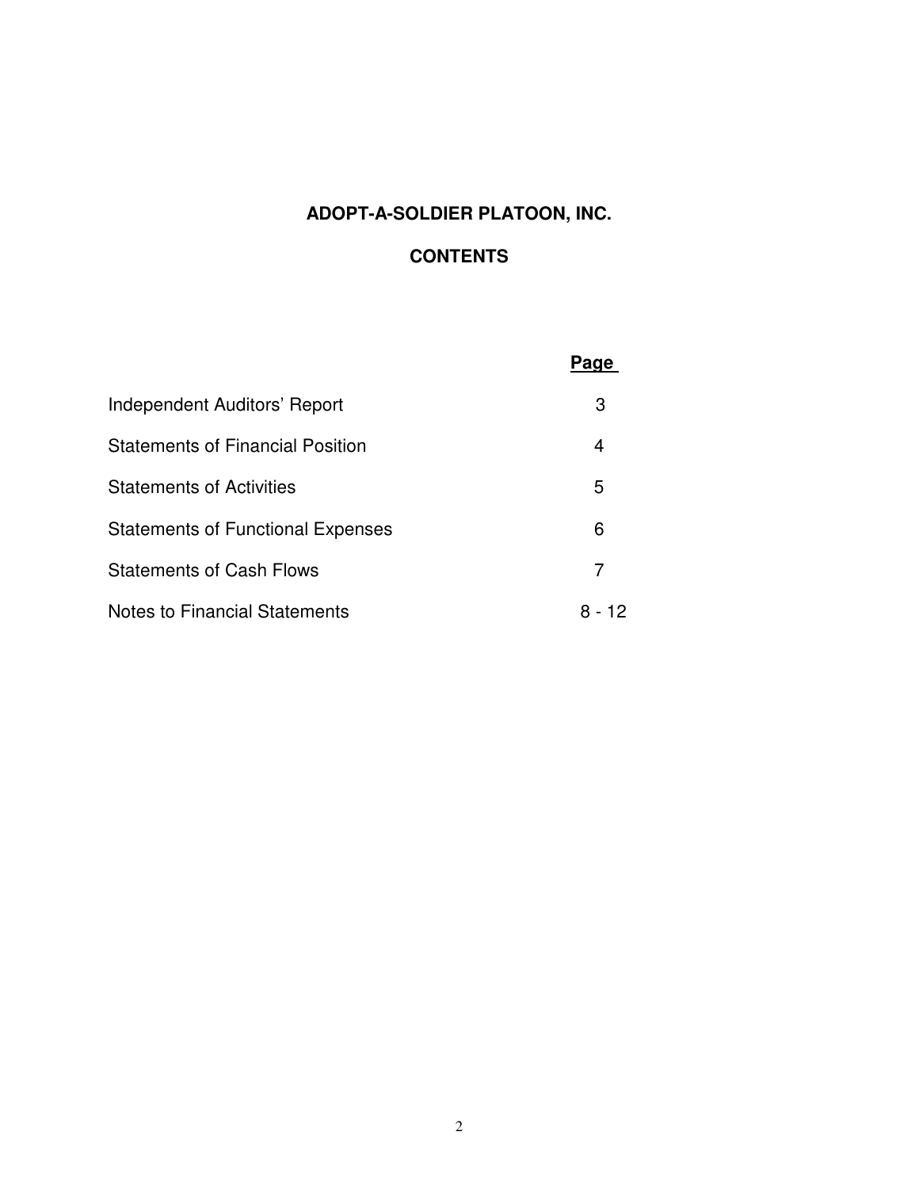# ADOPT-A-SOLDIER PLATOON, INC.

## CONTENTS

| | Page |
|---|---|
| Independent Auditors' Report | 3 |
| Statements of Financial Position | 4 |
| Statements of Activities | 5 |
| Statements of Functional Expenses | 6 |
| Statements of Cash Flows | 7 |
| Notes to Financial Statements | 8 - 12 |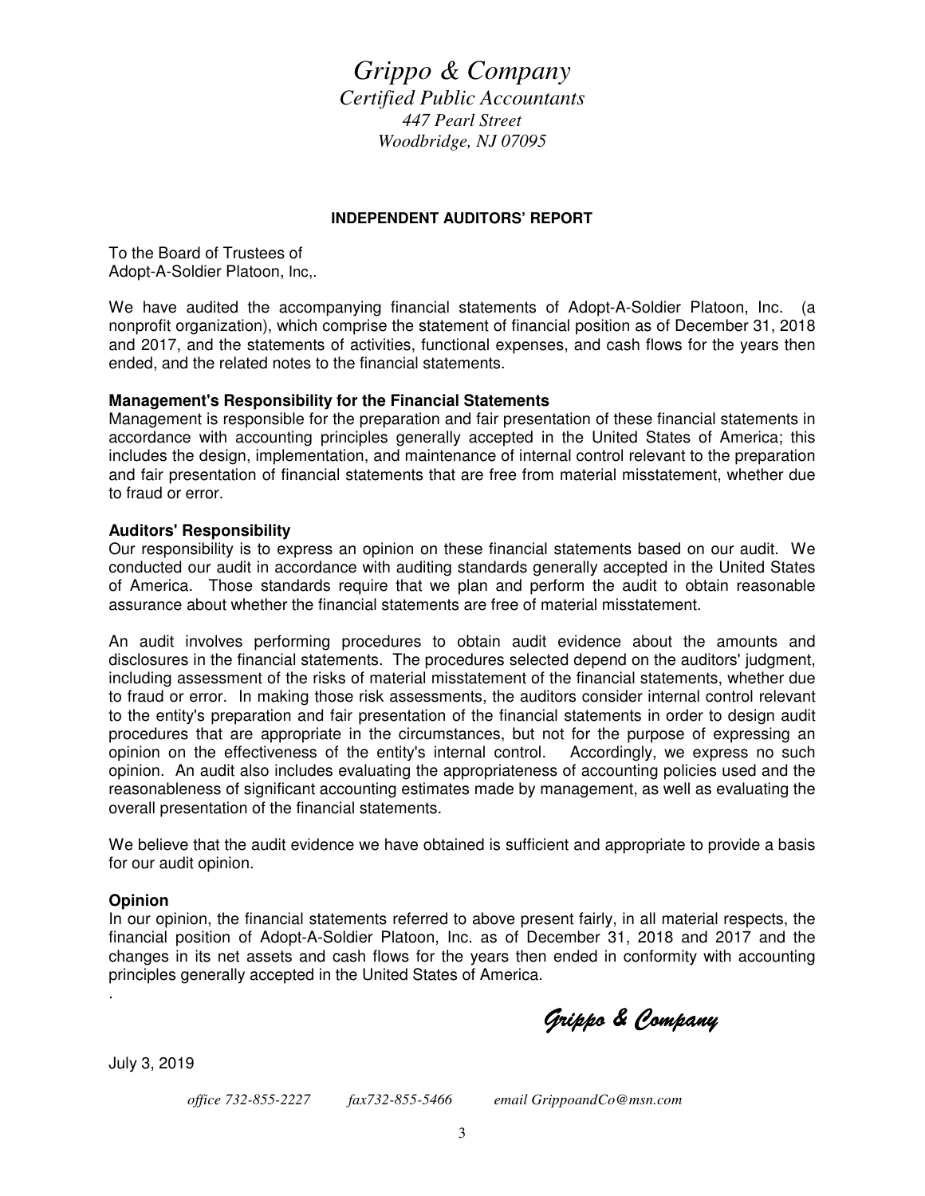# *Grippo & Company*

*Certified Public Accountants*
*447 Pearl Street*
*Woodbridge, NJ 07095*

**INDEPENDENT AUDITORS' REPORT**

To the Board of Trustees of
Adopt-A-Soldier Platoon, Inc,.

We have audited the accompanying financial statements of Adopt-A-Soldier Platoon, Inc. (a nonprofit organization), which comprise the statement of financial position as of December 31, 2018 and 2017, and the statements of activities, functional expenses, and cash flows for the years then ended, and the related notes to the financial statements.

**Management's Responsibility for the Financial Statements**
Management is responsible for the preparation and fair presentation of these financial statements in accordance with accounting principles generally accepted in the United States of America; this includes the design, implementation, and maintenance of internal control relevant to the preparation and fair presentation of financial statements that are free from material misstatement, whether due to fraud or error.

**Auditors' Responsibility**
Our responsibility is to express an opinion on these financial statements based on our audit. We conducted our audit in accordance with auditing standards generally accepted in the United States of America. Those standards require that we plan and perform the audit to obtain reasonable assurance about whether the financial statements are free of material misstatement.

An audit involves performing procedures to obtain audit evidence about the amounts and disclosures in the financial statements. The procedures selected depend on the auditors' judgment, including assessment of the risks of material misstatement of the financial statements, whether due to fraud or error. In making those risk assessments, the auditors consider internal control relevant to the entity's preparation and fair presentation of the financial statements in order to design audit procedures that are appropriate in the circumstances, but not for the purpose of expressing an opinion on the effectiveness of the entity's internal control. Accordingly, we express no such opinion. An audit also includes evaluating the appropriateness of accounting policies used and the reasonableness of significant accounting estimates made by management, as well as evaluating the overall presentation of the financial statements.

We believe that the audit evidence we have obtained is sufficient and appropriate to provide a basis for our audit opinion.

**Opinion**
In our opinion, the financial statements referred to above present fairly, in all material respects, the financial position of Adopt-A-Soldier Platoon, Inc. as of December 31, 2018 and 2017 and the changes in its net assets and cash flows for the years then ended in conformity with accounting principles generally accepted in the United States of America.

.

*Grippo & Company*

July 3, 2019

*office 732-855-2227 fax732-855-5466 email GrippoandCo@msn.com*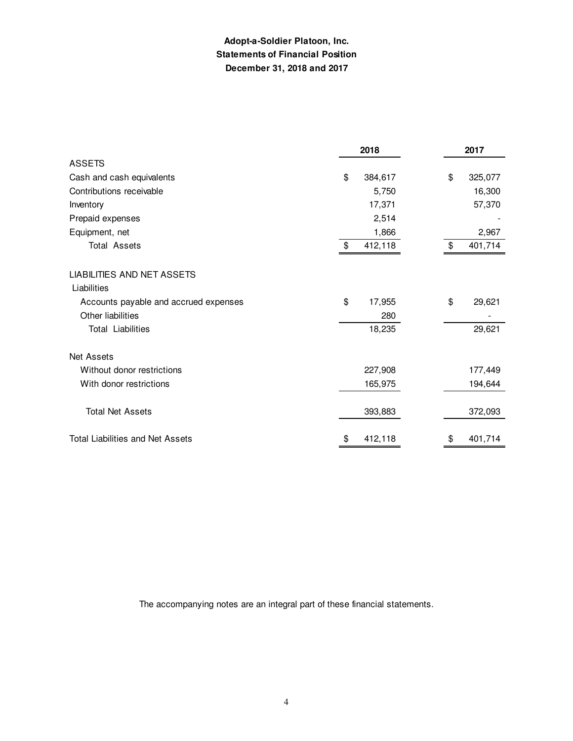**Adopt-a-Soldier Platoon, Inc.**
**Statements of Financial Position**
**December 31, 2018 and 2017**

| | 2018 | 2017 |
|---|---|---|
| ASSETS | | |
| Cash and cash equivalents | $ 384,617 | $ 325,077 |
| Contributions receivable | 5,750 | 16,300 |
| Inventory | 17,371 | 57,370 |
| Prepaid expenses | 2,514 | - |
| Equipment, net | 1,866 | 2,967 |
| Total Assets | $ 412,118 | $ 401,714 |
| | | |
| LIABILITIES AND NET ASSETS | | |
| Liabilities | | |
| Accounts payable and accrued expenses | $ 17,955 | $ 29,621 |
| Other liabilities | 280 | - |
| Total Liabilities | 18,235 | 29,621 |
| | | |
| Net Assets | | |
| Without donor restrictions | 227,908 | 177,449 |
| With donor restrictions | 165,975 | 194,644 |
| | | |
| Total Net Assets | 393,883 | 372,093 |
| | | |
| Total Liabilities and Net Assets | $ 412,118 | $ 401,714 |

The accompanying notes are an integral part of these financial statements.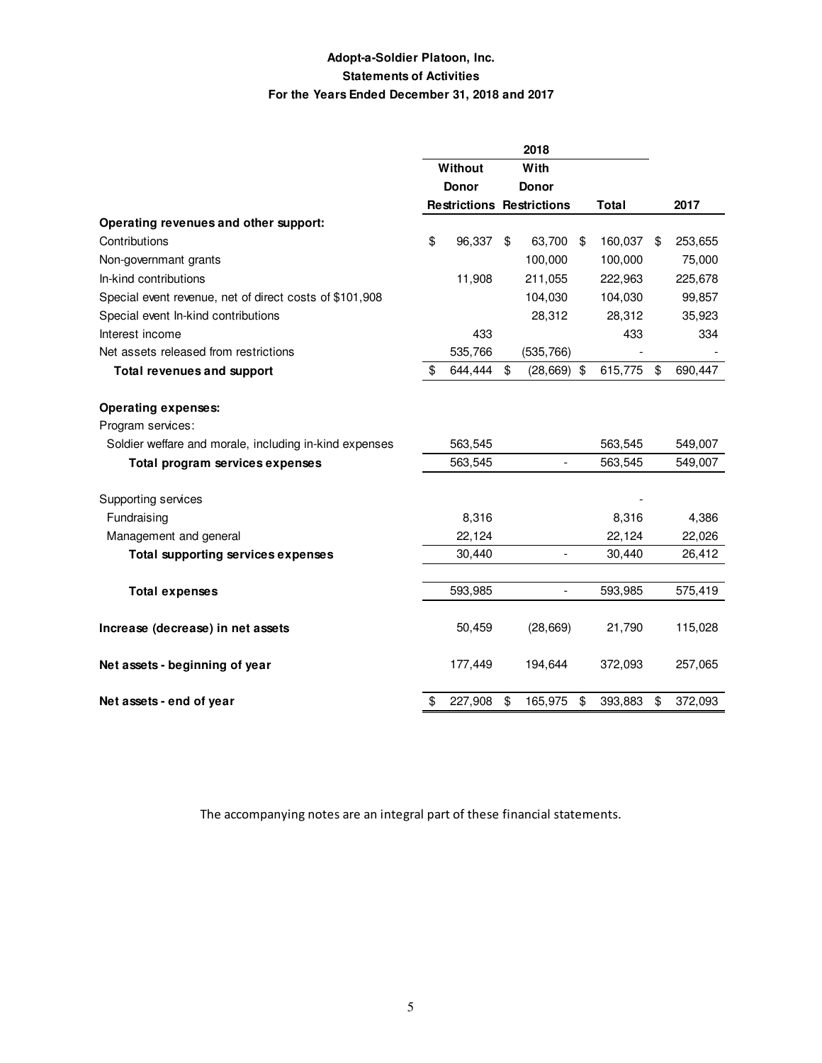**Adopt-a-Soldier Platoon, Inc.**

**Statements of Activities**

**For the Years Ended December 31, 2018 and 2017**

| | 2018 | | | |
|---|---|---|---|---|
| | Without Donor Restrictions | With Donor Restrictions | Total | 2017 |
| **Operating revenues and other support:** | | | | |
| Contributions | $ 96,337 | $ 63,700 | $ 160,037 | $ 253,655 |
| Non-governmant grants | | 100,000 | 100,000 | 75,000 |
| In-kind contributions | 11,908 | 211,055 | 222,963 | 225,678 |
| Special event revenue, net of direct costs of $101,908 | | 104,030 | 104,030 | 99,857 |
| Special event In-kind contributions | | 28,312 | 28,312 | 35,923 |
| Interest income | 433 | | 433 | 334 |
| Net assets released from restrictions | 535,766 | (535,766) | - | - |
| **Total revenues and support** | $ 644,444 | $ (28,669) | $ 615,775 | $ 690,447 |
| | | | | |
| **Operating expenses:** | | | | |
| Program services: | | | | |
| Soldier welfare and morale, including in-kind expenses | 563,545 | | 563,545 | 549,007 |
| **Total program services expenses** | 563,545 | - | 563,545 | 549,007 |
| | | | | |
| Supporting services | | | - | |
| Fundraising | 8,316 | | 8,316 | 4,386 |
| Management and general | 22,124 | | 22,124 | 22,026 |
| **Total supporting services expenses** | 30,440 | - | 30,440 | 26,412 |
| | | | | |
| **Total expenses** | 593,985 | - | 593,985 | 575,419 |
| | | | | |
| **Increase (decrease) in net assets** | 50,459 | (28,669) | 21,790 | 115,028 |
| | | | | |
| **Net assets - beginning of year** | 177,449 | 194,644 | 372,093 | 257,065 |
| | | | | |
| **Net assets - end of year** | $ 227,908 | $ 165,975 | $ 393,883 | $ 372,093 |

The accompanying notes are an integral part of these financial statements.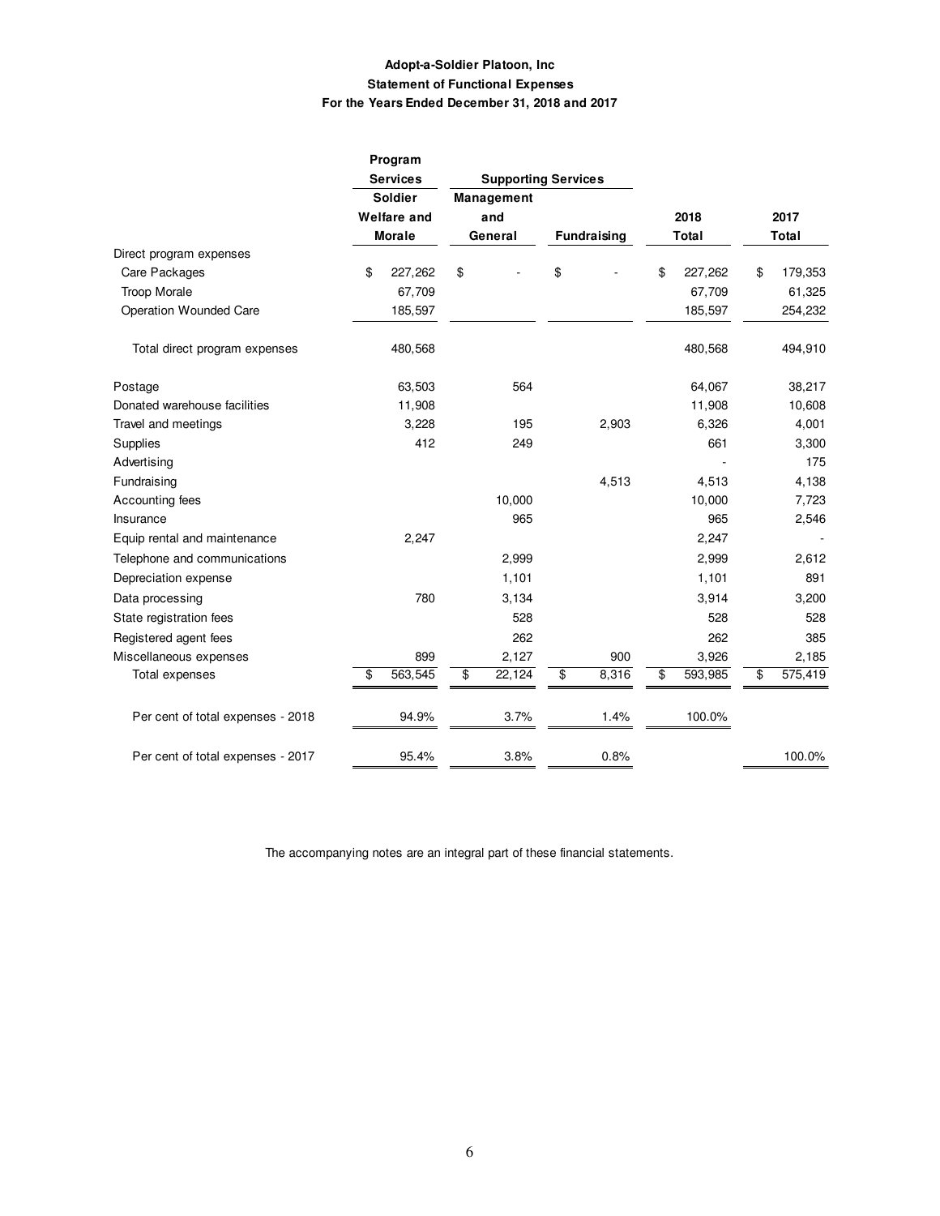**Adopt-a-Soldier Platoon, Inc**
**Statement of Functional Expenses**
**For the Years Ended December 31, 2018 and 2017**

| | Program Services | Supporting Services | | | |
|---|---|---|---|---|---|
| | Soldier Welfare and Morale | Management and General | Fundraising | 2018 Total | 2017 Total |
| Direct program expenses | | | | | |
| Care Packages | $ 227,262 | $ - | $ - | $ 227,262 | $ 179,353 |
| Troop Morale | 67,709 | | | 67,709 | 61,325 |
| Operation Wounded Care | 185,597 | | | 185,597 | 254,232 |
| Total direct program expenses | 480,568 | | | 480,568 | 494,910 |
| Postage | 63,503 | 564 | | 64,067 | 38,217 |
| Donated warehouse facilities | 11,908 | | | 11,908 | 10,608 |
| Travel and meetings | 3,228 | 195 | 2,903 | 6,326 | 4,001 |
| Supplies | 412 | 249 | | 661 | 3,300 |
| Advertising | | | | - | 175 |
| Fundraising | | | 4,513 | 4,513 | 4,138 |
| Accounting fees | | 10,000 | | 10,000 | 7,723 |
| Insurance | | 965 | | 965 | 2,546 |
| Equip rental and maintenance | 2,247 | | | 2,247 | - |
| Telephone and communications | | 2,999 | | 2,999 | 2,612 |
| Depreciation expense | | 1,101 | | 1,101 | 891 |
| Data processing | 780 | 3,134 | | 3,914 | 3,200 |
| State registration fees | | 528 | | 528 | 528 |
| Registered agent fees | | 262 | | 262 | 385 |
| Miscellaneous expenses | 899 | 2,127 | 900 | 3,926 | 2,185 |
| Total expenses | $ 563,545 | $ 22,124 | $ 8,316 | $ 593,985 | $ 575,419 |
| Per cent of total expenses - 2018 | 94.9% | 3.7% | 1.4% | 100.0% | |
| Per cent of total expenses - 2017 | 95.4% | 3.8% | 0.8% | | 100.0% |

The accompanying notes are an integral part of these financial statements.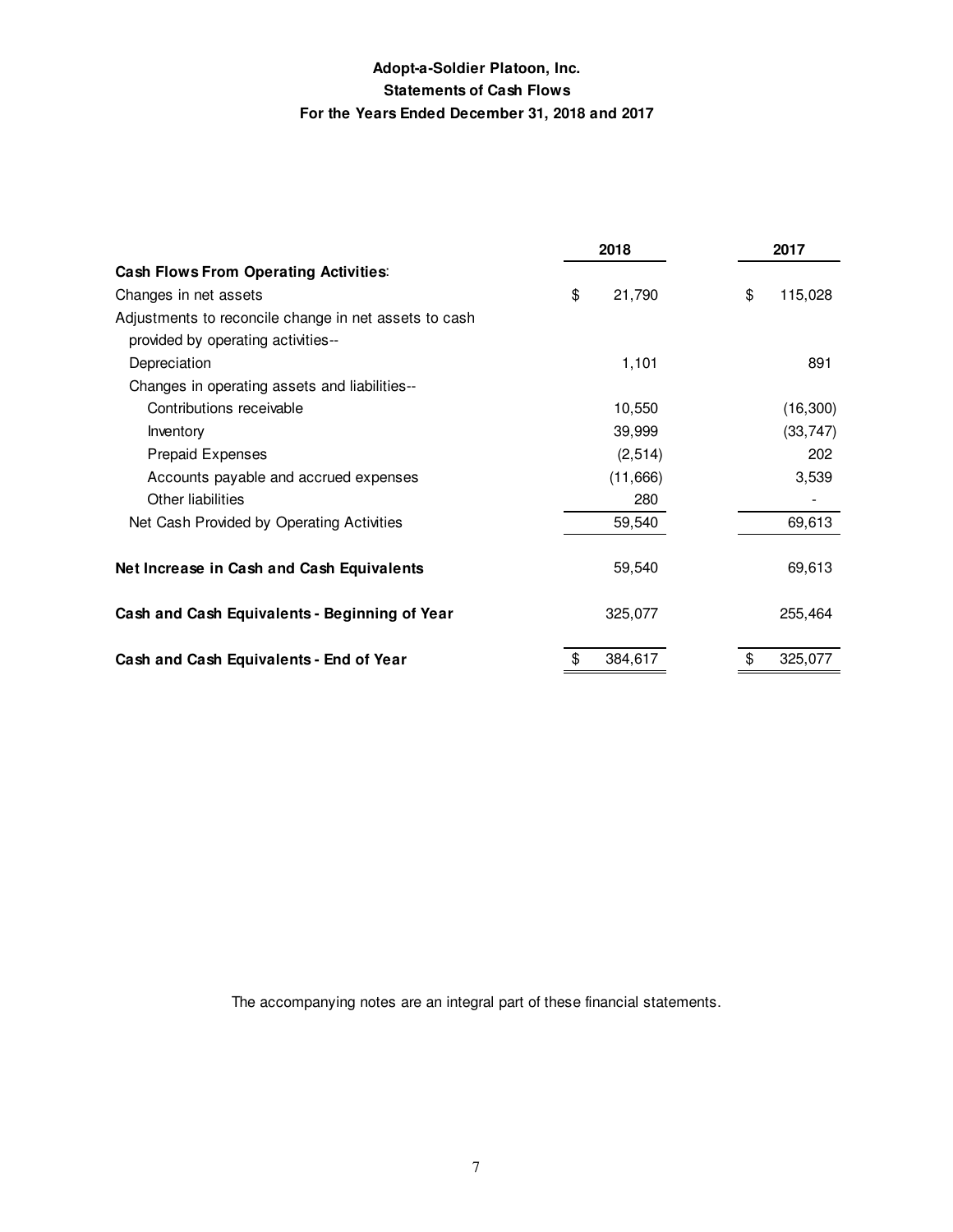# Adopt-a-Soldier Platoon, Inc.
## Statements of Cash Flows
### For the Years Ended December 31, 2018 and 2017

| | 2018 | 2017 |
|---|---|---|
| **Cash Flows From Operating Activities**: | | |
| Changes in net assets | $ 21,790 | $ 115,028 |
| Adjustments to reconcile change in net assets to cash provided by operating activities-- | | |
| Depreciation | 1,101 | 891 |
| Changes in operating assets and liabilities-- | | |
| Contributions receivable | 10,550 | (16,300) |
| Inventory | 39,999 | (33,747) |
| Prepaid Expenses | (2,514) | 202 |
| Accounts payable and accrued expenses | (11,666) | 3,539 |
| Other liabilities | 280 | - |
| Net Cash Provided by Operating Activities | 59,540 | 69,613 |
| **Net Increase in Cash and Cash Equivalents** | 59,540 | 69,613 |
| **Cash and Cash Equivalents - Beginning of Year** | 325,077 | 255,464 |
| **Cash and Cash Equivalents - End of Year** | $ 384,617 | $ 325,077 |

The accompanying notes are an integral part of these financial statements.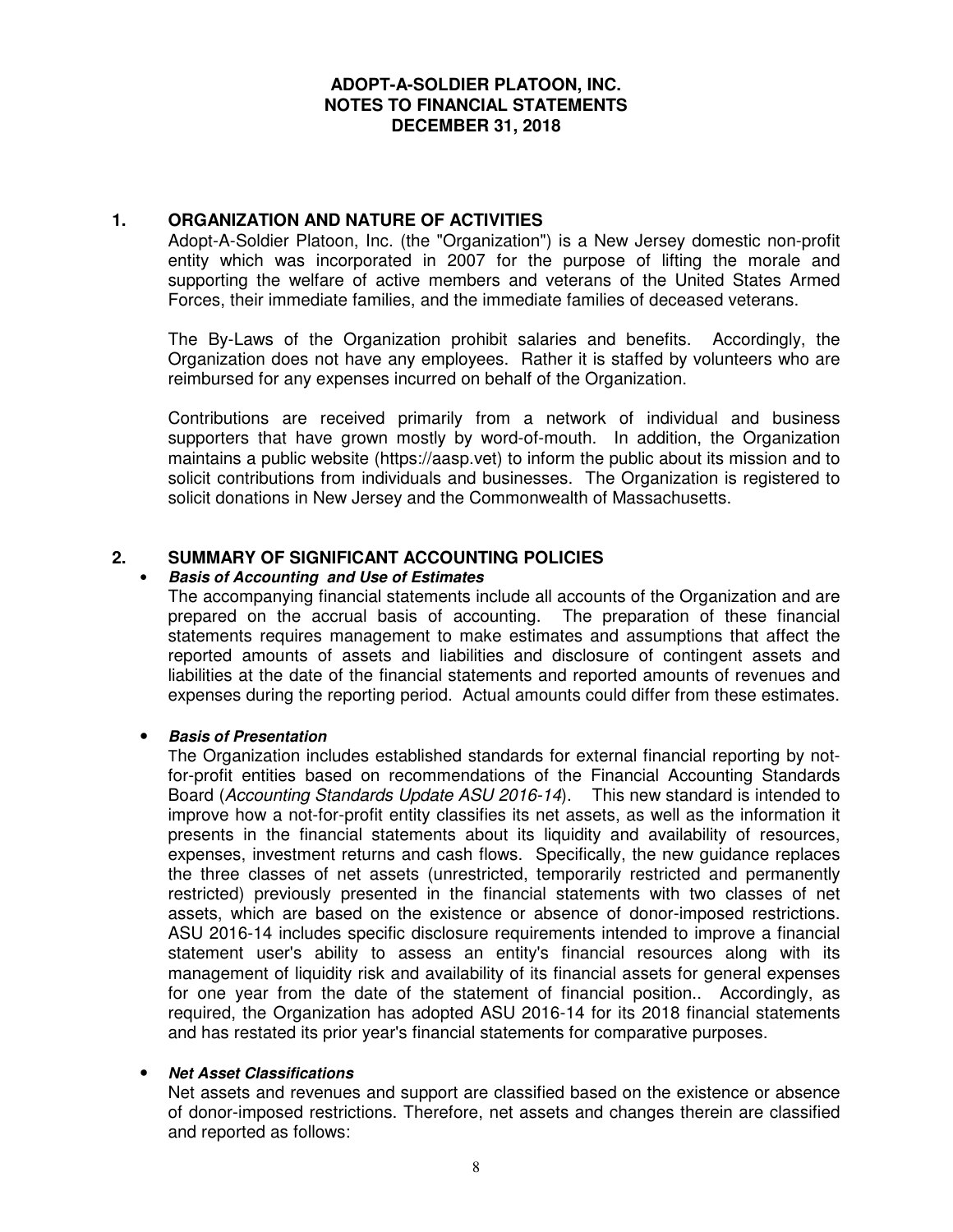**ADOPT-A-SOLDIER PLATOON, INC.**
**NOTES TO FINANCIAL STATEMENTS**
**DECEMBER 31, 2018**

## 1. ORGANIZATION AND NATURE OF ACTIVITIES

Adopt-A-Soldier Platoon, Inc. (the "Organization") is a New Jersey domestic non-profit entity which was incorporated in 2007 for the purpose of lifting the morale and supporting the welfare of active members and veterans of the United States Armed Forces, their immediate families, and the immediate families of deceased veterans.

The By-Laws of the Organization prohibit salaries and benefits. Accordingly, the Organization does not have any employees. Rather it is staffed by volunteers who are reimbursed for any expenses incurred on behalf of the Organization.

Contributions are received primarily from a network of individual and business supporters that have grown mostly by word-of-mouth. In addition, the Organization maintains a public website (https://aasp.vet) to inform the public about its mission and to solicit contributions from individuals and businesses. The Organization is registered to solicit donations in New Jersey and the Commonwealth of Massachusetts.

## 2. SUMMARY OF SIGNIFICANT ACCOUNTING POLICIES

- ***Basis of Accounting and Use of Estimates***

  The accompanying financial statements include all accounts of the Organization and are prepared on the accrual basis of accounting. The preparation of these financial statements requires management to make estimates and assumptions that affect the reported amounts of assets and liabilities and disclosure of contingent assets and liabilities at the date of the financial statements and reported amounts of revenues and expenses during the reporting period. Actual amounts could differ from these estimates.

- ***Basis of Presentation***

  The Organization includes established standards for external financial reporting by not-for-profit entities based on recommendations of the Financial Accounting Standards Board (*Accounting Standards Update ASU 2016-14*). This new standard is intended to improve how a not-for-profit entity classifies its net assets, as well as the information it presents in the financial statements about its liquidity and availability of resources, expenses, investment returns and cash flows. Specifically, the new guidance replaces the three classes of net assets (unrestricted, temporarily restricted and permanently restricted) previously presented in the financial statements with two classes of net assets, which are based on the existence or absence of donor-imposed restrictions. ASU 2016-14 includes specific disclosure requirements intended to improve a financial statement user's ability to assess an entity's financial resources along with its management of liquidity risk and availability of its financial assets for general expenses for one year from the date of the statement of financial position.. Accordingly, as required, the Organization has adopted ASU 2016-14 for its 2018 financial statements and has restated its prior year's financial statements for comparative purposes.

- ***Net Asset Classifications***

  Net assets and revenues and support are classified based on the existence or absence of donor-imposed restrictions. Therefore, net assets and changes therein are classified and reported as follows: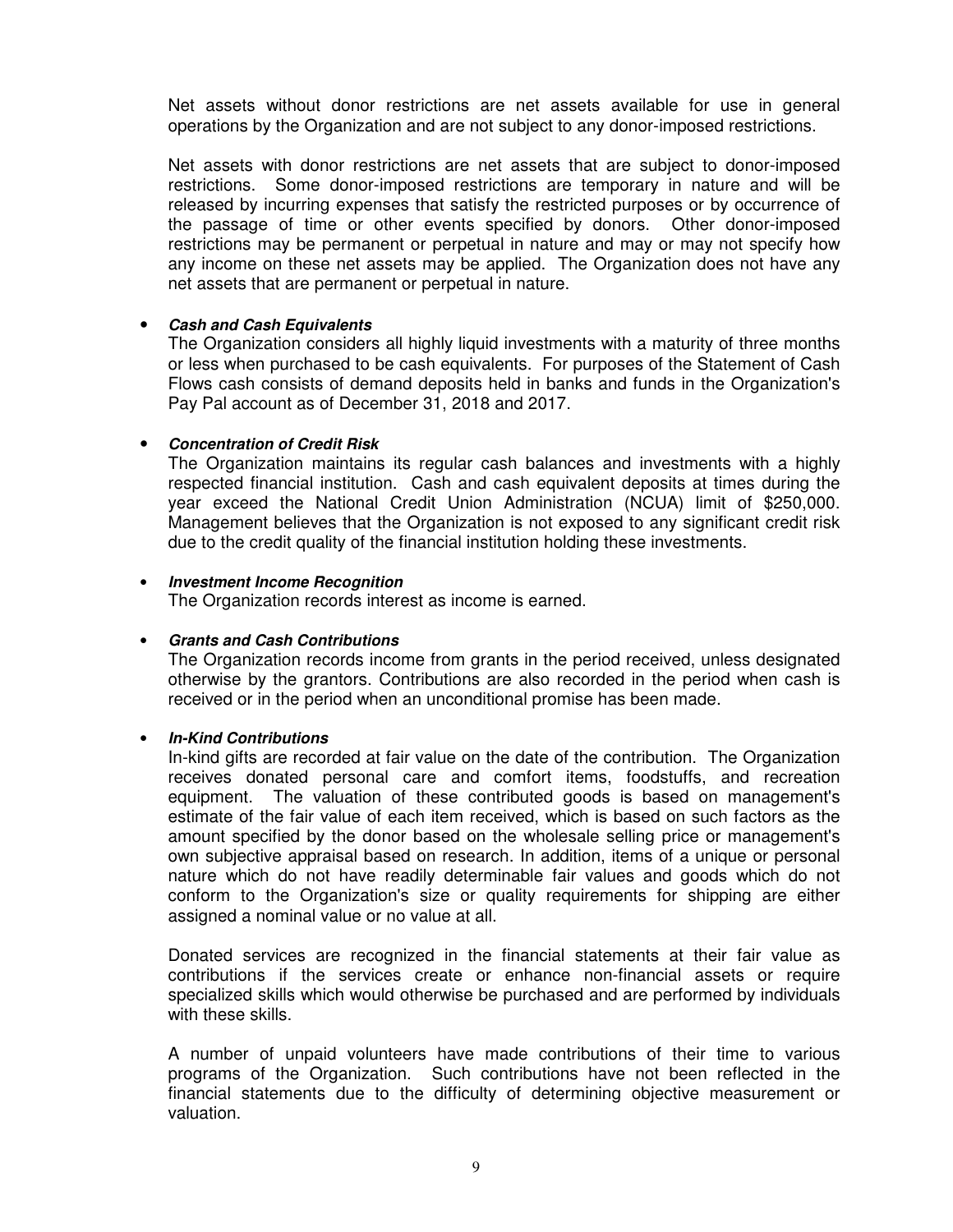Net assets without donor restrictions are net assets available for use in general operations by the Organization and are not subject to any donor-imposed restrictions.

Net assets with donor restrictions are net assets that are subject to donor-imposed restrictions. Some donor-imposed restrictions are temporary in nature and will be released by incurring expenses that satisfy the restricted purposes or by occurrence of the passage of time or other events specified by donors. Other donor-imposed restrictions may be permanent or perpetual in nature and may or may not specify how any income on these net assets may be applied. The Organization does not have any net assets that are permanent or perpetual in nature.

- ***Cash and Cash Equivalents***
  The Organization considers all highly liquid investments with a maturity of three months or less when purchased to be cash equivalents. For purposes of the Statement of Cash Flows cash consists of demand deposits held in banks and funds in the Organization's Pay Pal account as of December 31, 2018 and 2017.

- ***Concentration of Credit Risk***
  The Organization maintains its regular cash balances and investments with a highly respected financial institution. Cash and cash equivalent deposits at times during the year exceed the National Credit Union Administration (NCUA) limit of $250,000. Management believes that the Organization is not exposed to any significant credit risk due to the credit quality of the financial institution holding these investments.

- ***Investment Income Recognition***
  The Organization records interest as income is earned.

- ***Grants and Cash Contributions***
  The Organization records income from grants in the period received, unless designated otherwise by the grantors. Contributions are also recorded in the period when cash is received or in the period when an unconditional promise has been made.

- ***In-Kind Contributions***
  In-kind gifts are recorded at fair value on the date of the contribution. The Organization receives donated personal care and comfort items, foodstuffs, and recreation equipment. The valuation of these contributed goods is based on management's estimate of the fair value of each item received, which is based on such factors as the amount specified by the donor based on the wholesale selling price or management's own subjective appraisal based on research. In addition, items of a unique or personal nature which do not have readily determinable fair values and goods which do not conform to the Organization's size or quality requirements for shipping are either assigned a nominal value or no value at all.

  Donated services are recognized in the financial statements at their fair value as contributions if the services create or enhance non-financial assets or require specialized skills which would otherwise be purchased and are performed by individuals with these skills.

  A number of unpaid volunteers have made contributions of their time to various programs of the Organization. Such contributions have not been reflected in the financial statements due to the difficulty of determining objective measurement or valuation.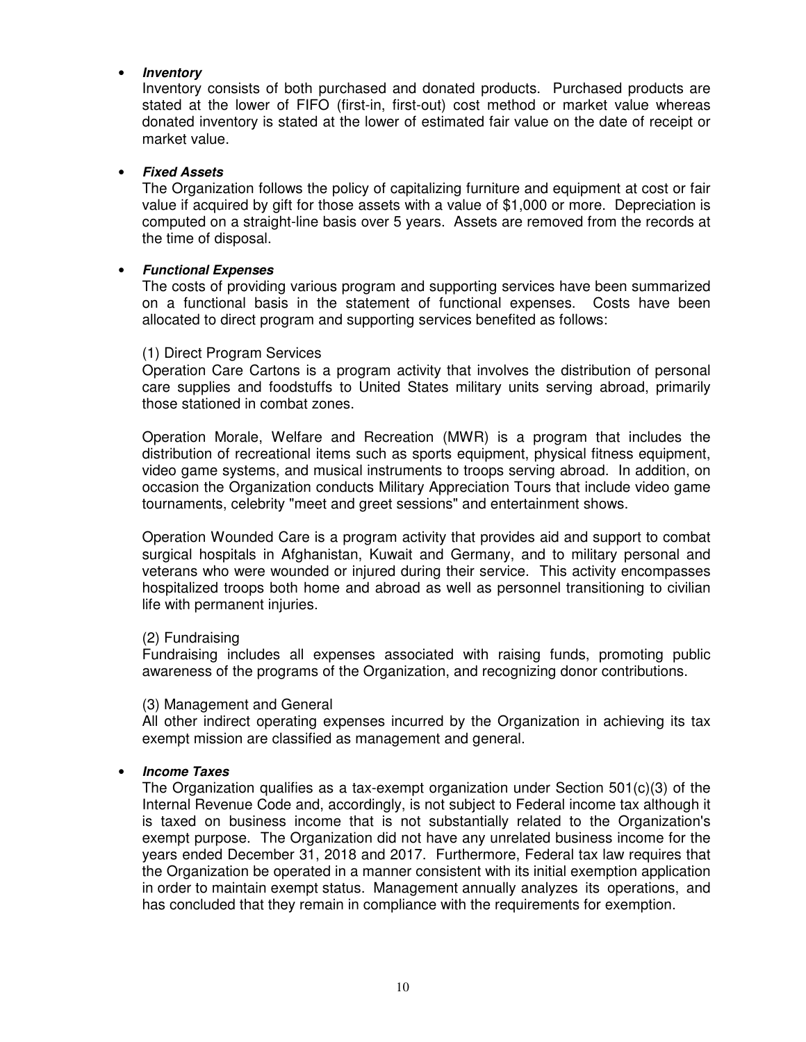- ***Inventory***

  Inventory consists of both purchased and donated products. Purchased products are stated at the lower of FIFO (first-in, first-out) cost method or market value whereas donated inventory is stated at the lower of estimated fair value on the date of receipt or market value.

- ***Fixed Assets***

  The Organization follows the policy of capitalizing furniture and equipment at cost or fair value if acquired by gift for those assets with a value of $1,000 or more. Depreciation is computed on a straight-line basis over 5 years. Assets are removed from the records at the time of disposal.

- ***Functional Expenses***

  The costs of providing various program and supporting services have been summarized on a functional basis in the statement of functional expenses. Costs have been allocated to direct program and supporting services benefited as follows:

  (1) Direct Program Services

  Operation Care Cartons is a program activity that involves the distribution of personal care supplies and foodstuffs to United States military units serving abroad, primarily those stationed in combat zones.

  Operation Morale, Welfare and Recreation (MWR) is a program that includes the distribution of recreational items such as sports equipment, physical fitness equipment, video game systems, and musical instruments to troops serving abroad. In addition, on occasion the Organization conducts Military Appreciation Tours that include video game tournaments, celebrity "meet and greet sessions" and entertainment shows.

  Operation Wounded Care is a program activity that provides aid and support to combat surgical hospitals in Afghanistan, Kuwait and Germany, and to military personal and veterans who were wounded or injured during their service. This activity encompasses hospitalized troops both home and abroad as well as personnel transitioning to civilian life with permanent injuries.

  (2) Fundraising

  Fundraising includes all expenses associated with raising funds, promoting public awareness of the programs of the Organization, and recognizing donor contributions.

  (3) Management and General

  All other indirect operating expenses incurred by the Organization in achieving its tax exempt mission are classified as management and general.

- ***Income Taxes***

  The Organization qualifies as a tax-exempt organization under Section 501(c)(3) of the Internal Revenue Code and, accordingly, is not subject to Federal income tax although it is taxed on business income that is not substantially related to the Organization's exempt purpose. The Organization did not have any unrelated business income for the years ended December 31, 2018 and 2017. Furthermore, Federal tax law requires that the Organization be operated in a manner consistent with its initial exemption application in order to maintain exempt status. Management annually analyzes its operations, and has concluded that they remain in compliance with the requirements for exemption.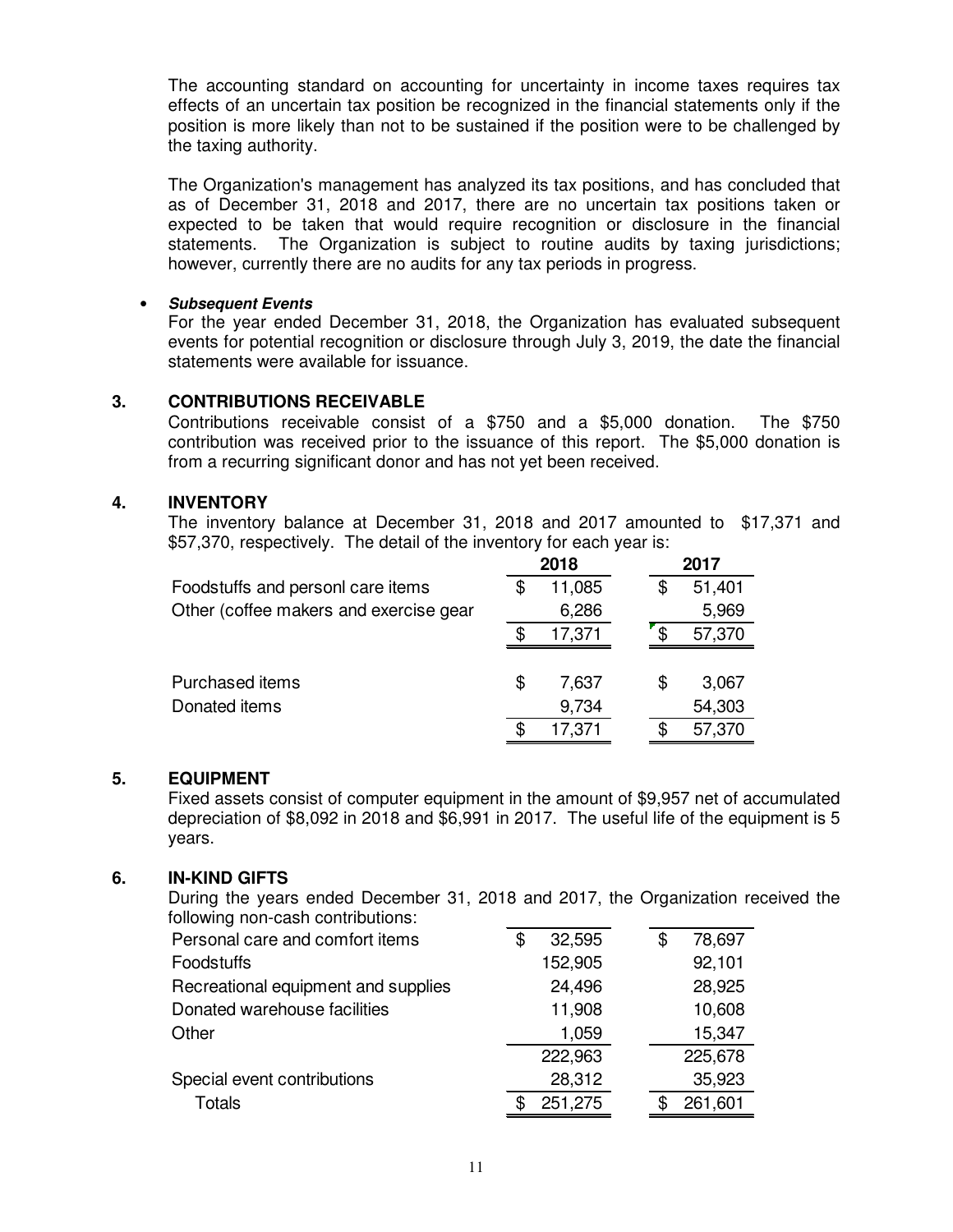The accounting standard on accounting for uncertainty in income taxes requires tax effects of an uncertain tax position be recognized in the financial statements only if the position is more likely than not to be sustained if the position were to be challenged by the taxing authority.

The Organization's management has analyzed its tax positions, and has concluded that as of December 31, 2018 and 2017, there are no uncertain tax positions taken or expected to be taken that would require recognition or disclosure in the financial statements. The Organization is subject to routine audits by taxing jurisdictions; however, currently there are no audits for any tax periods in progress.

- ***Subsequent Events***
  For the year ended December 31, 2018, the Organization has evaluated subsequent events for potential recognition or disclosure through July 3, 2019, the date the financial statements were available for issuance.

## 3. CONTRIBUTIONS RECEIVABLE

Contributions receivable consist of a $750 and a $5,000 donation. The $750 contribution was received prior to the issuance of this report. The $5,000 donation is from a recurring significant donor and has not yet been received.

## 4. INVENTORY

The inventory balance at December 31, 2018 and 2017 amounted to $17,371 and $57,370, respectively. The detail of the inventory for each year is:

| | 2018 | 2017 |
|---|---|---|
| Foodstuffs and personl care items | $ 11,085 | $ 51,401 |
| Other (coffee makers and exercise gear | 6,286 | 5,969 |
| | $ 17,371 | $ 57,370 |
| | | |
| Purchased items | $ 7,637 | $ 3,067 |
| Donated items | 9,734 | 54,303 |
| | $ 17,371 | $ 57,370 |

## 5. EQUIPMENT

Fixed assets consist of computer equipment in the amount of $9,957 net of accumulated depreciation of $8,092 in 2018 and $6,991 in 2017. The useful life of the equipment is 5 years.

## 6. IN-KIND GIFTS

During the years ended December 31, 2018 and 2017, the Organization received the following non-cash contributions:

| | 2018 | 2017 |
|---|---|---|
| Personal care and comfort items | $ 32,595 | $ 78,697 |
| Foodstuffs | 152,905 | 92,101 |
| Recreational equipment and supplies | 24,496 | 28,925 |
| Donated warehouse facilities | 11,908 | 10,608 |
| Other | 1,059 | 15,347 |
| | 222,963 | 225,678 |
| Special event contributions | 28,312 | 35,923 |
| Totals | $ 251,275 | $ 261,601 |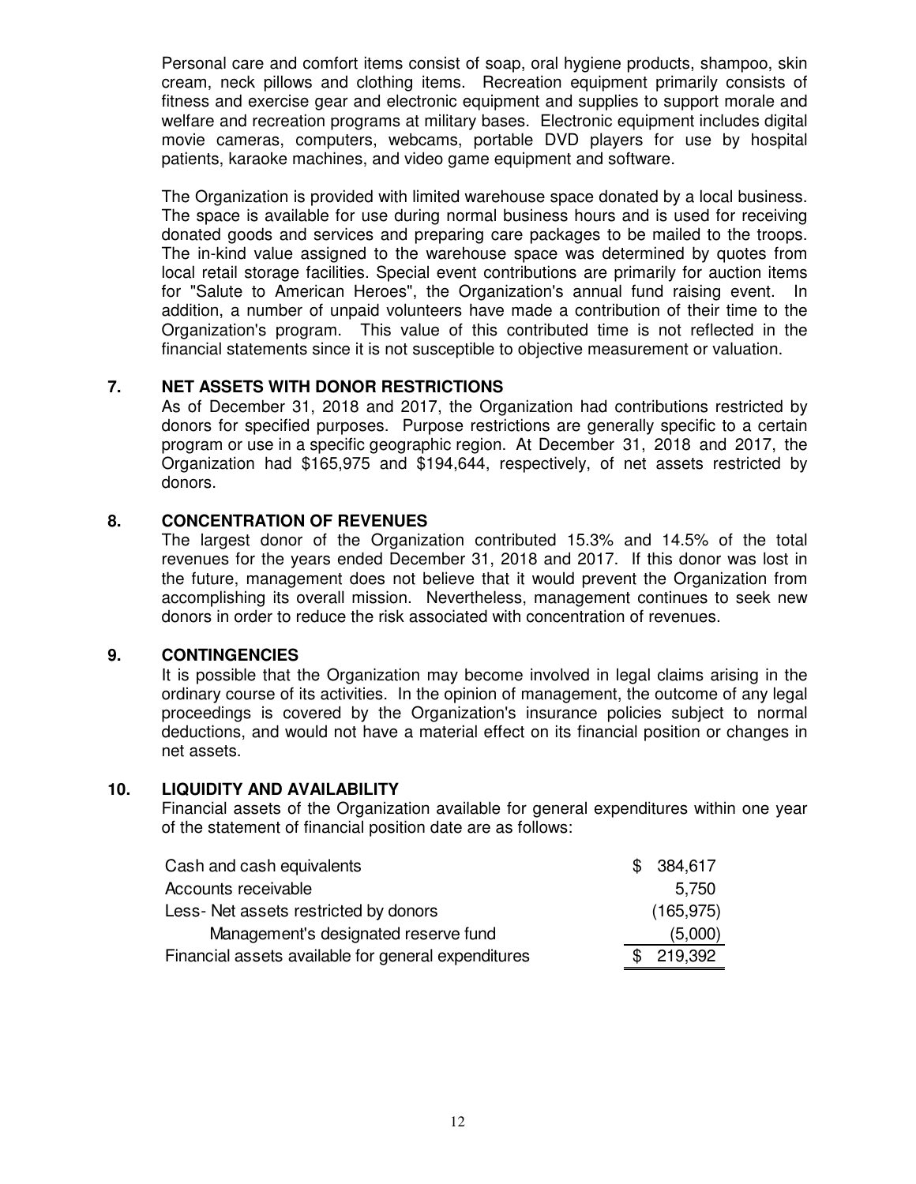Personal care and comfort items consist of soap, oral hygiene products, shampoo, skin cream, neck pillows and clothing items. Recreation equipment primarily consists of fitness and exercise gear and electronic equipment and supplies to support morale and welfare and recreation programs at military bases. Electronic equipment includes digital movie cameras, computers, webcams, portable DVD players for use by hospital patients, karaoke machines, and video game equipment and software.

The Organization is provided with limited warehouse space donated by a local business. The space is available for use during normal business hours and is used for receiving donated goods and services and preparing care packages to be mailed to the troops. The in-kind value assigned to the warehouse space was determined by quotes from local retail storage facilities. Special event contributions are primarily for auction items for "Salute to American Heroes", the Organization's annual fund raising event. In addition, a number of unpaid volunteers have made a contribution of their time to the Organization's program. This value of this contributed time is not reflected in the financial statements since it is not susceptible to objective measurement or valuation.

## 7. NET ASSETS WITH DONOR RESTRICTIONS

As of December 31, 2018 and 2017, the Organization had contributions restricted by donors for specified purposes. Purpose restrictions are generally specific to a certain program or use in a specific geographic region. At December 31, 2018 and 2017, the Organization had $165,975 and $194,644, respectively, of net assets restricted by donors.

## 8. CONCENTRATION OF REVENUES

The largest donor of the Organization contributed 15.3% and 14.5% of the total revenues for the years ended December 31, 2018 and 2017. If this donor was lost in the future, management does not believe that it would prevent the Organization from accomplishing its overall mission. Nevertheless, management continues to seek new donors in order to reduce the risk associated with concentration of revenues.

## 9. CONTINGENCIES

It is possible that the Organization may become involved in legal claims arising in the ordinary course of its activities. In the opinion of management, the outcome of any legal proceedings is covered by the Organization's insurance policies subject to normal deductions, and would not have a material effect on its financial position or changes in net assets.

## 10. LIQUIDITY AND AVAILABILITY

Financial assets of the Organization available for general expenditures within one year of the statement of financial position date are as follows:

| | |
|---|---|
| Cash and cash equivalents | $ 384,617 |
| Accounts receivable | 5,750 |
| Less- Net assets restricted by donors | (165,975) |
| Management's designated reserve fund | (5,000) |
| Financial assets available for general expenditures | $ 219,392 |